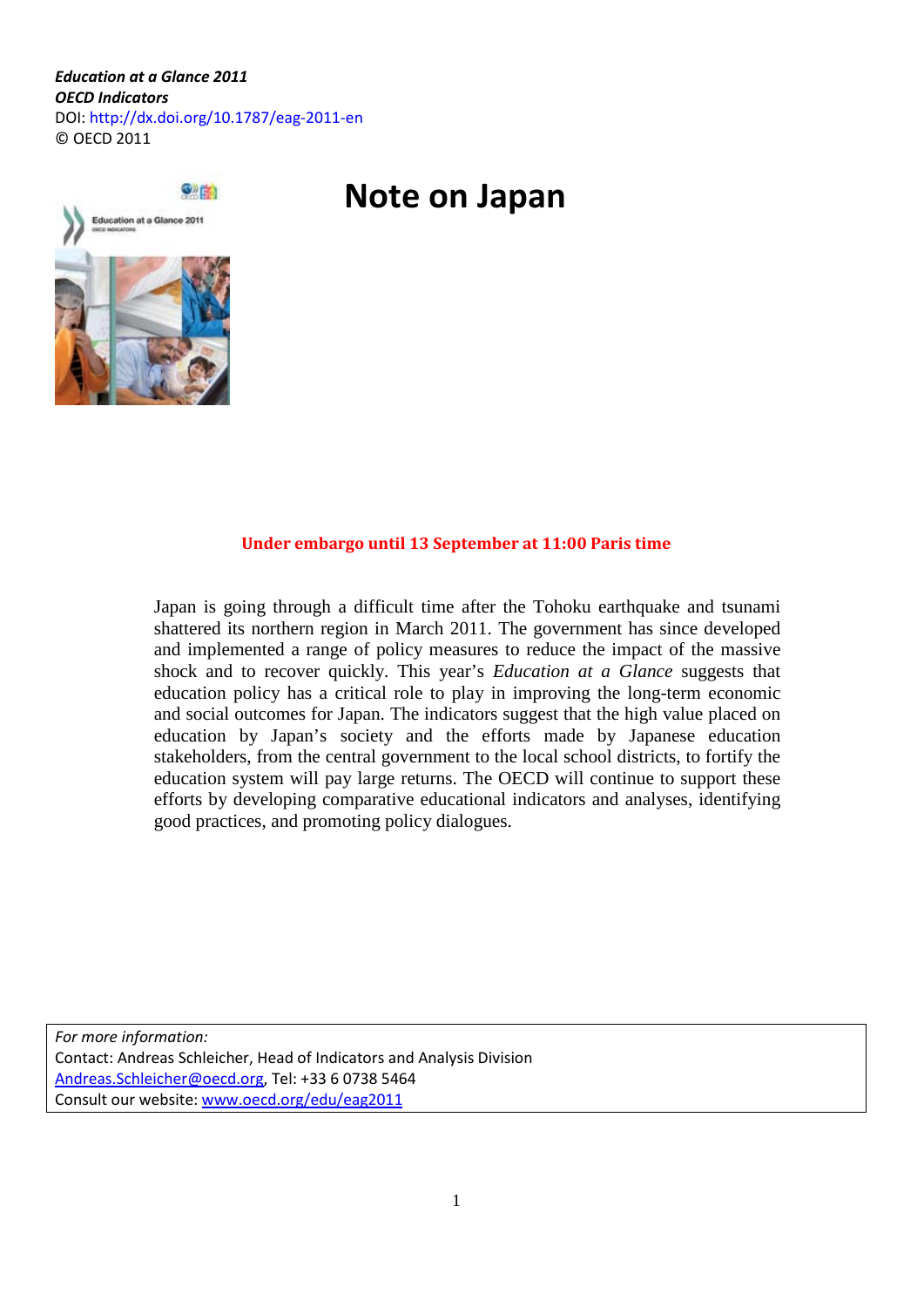***Education at a Glance 2011***
***OECD Indicators***
DOI: http://dx.doi.org/10.1787/eag-2011-en
© OECD 2011

# Note on Japan

**Under embargo until 13 September at 11:00 Paris time**

Japan is going through a difficult time after the Tohoku earthquake and tsunami shattered its northern region in March 2011. The government has since developed and implemented a range of policy measures to reduce the impact of the massive shock and to recover quickly. This year's *Education at a Glance* suggests that education policy has a critical role to play in improving the long-term economic and social outcomes for Japan. The indicators suggest that the high value placed on education by Japan's society and the efforts made by Japanese education stakeholders, from the central government to the local school districts, to fortify the education system will pay large returns. The OECD will continue to support these efforts by developing comparative educational indicators and analyses, identifying good practices, and promoting policy dialogues.

*For more information:*
Contact: Andreas Schleicher, Head of Indicators and Analysis Division
Andreas.Schleicher@oecd.org, Tel: +33 6 0738 5464
Consult our website: www.oecd.org/edu/eag2011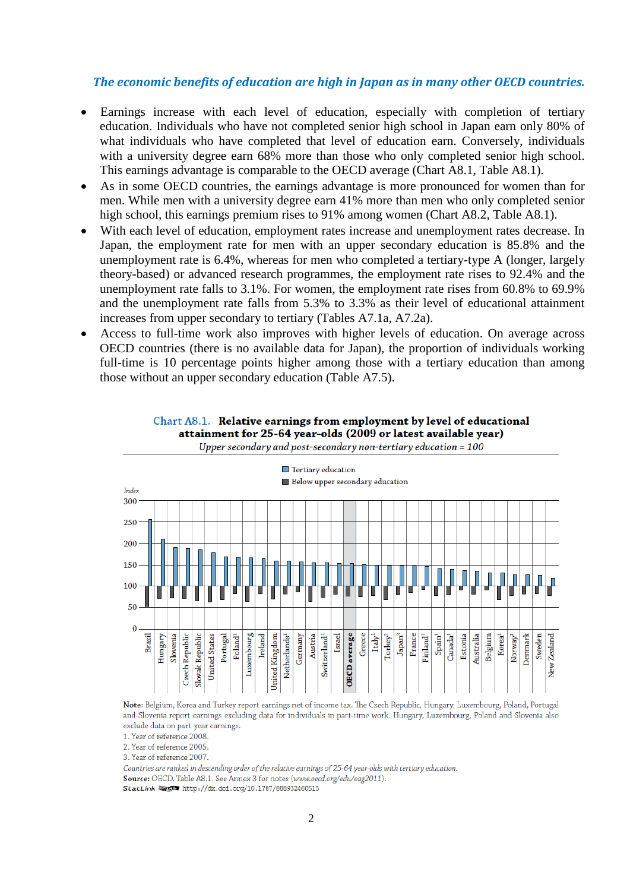### *The economic benefits of education are high in Japan as in many other OECD countries.*

- Earnings increase with each level of education, especially with completion of tertiary education. Individuals who have not completed senior high school in Japan earn only 80% of what individuals who have completed that level of education earn. Conversely, individuals with a university degree earn 68% more than those who only completed senior high school. This earnings advantage is comparable to the OECD average (Chart A8.1, Table A8.1).
- As in some OECD countries, the earnings advantage is more pronounced for women than for men. While men with a university degree earn 41% more than men who only completed senior high school, this earnings premium rises to 91% among women (Chart A8.2, Table A8.1).
- With each level of education, employment rates increase and unemployment rates decrease. In Japan, the employment rate for men with an upper secondary education is 85.8% and the unemployment rate is 6.4%, whereas for men who completed a tertiary-type A (longer, largely theory-based) or advanced research programmes, the employment rate rises to 92.4% and the unemployment rate falls to 3.1%. For women, the employment rate rises from 60.8% to 69.9% and the unemployment rate falls from 5.3% to 3.3% as their level of educational attainment increases from upper secondary to tertiary (Tables A7.1a, A7.2a).
- Access to full-time work also improves with higher levels of education. On average across OECD countries (there is no available data for Japan), the proportion of individuals working full-time is 10 percentage points higher among those with a tertiary education than among those without an upper secondary education (Table A7.5).

**Chart A8.1. Relative earnings from employment by level of educational attainment for 25-64 year-olds (2009 or latest available year)**

*Upper secondary and post-secondary non-tertiary education = 100*

Note: Belgium, Korea and Turkey report earnings net of income tax. The Czech Republic, Hungary, Luxembourg, Poland, Portugal and Slovenia report earnings excluding data for individuals in part-time work. Hungary, Luxembourg, Poland and Slovenia also exclude data on part-year earnings.

1. Year of reference 2008.
2. Year of reference 2005.
3. Year of reference 2007.

*Countries are ranked in descending order of the relative earnings of 25-64 year-olds with tertiary education.*

**Source:** OECD. Table A8.1. See Annex 3 for notes (*www.oecd.org/edu/eag2011*).

**StatLink** http://dx.doi.org/10.1787/888932460515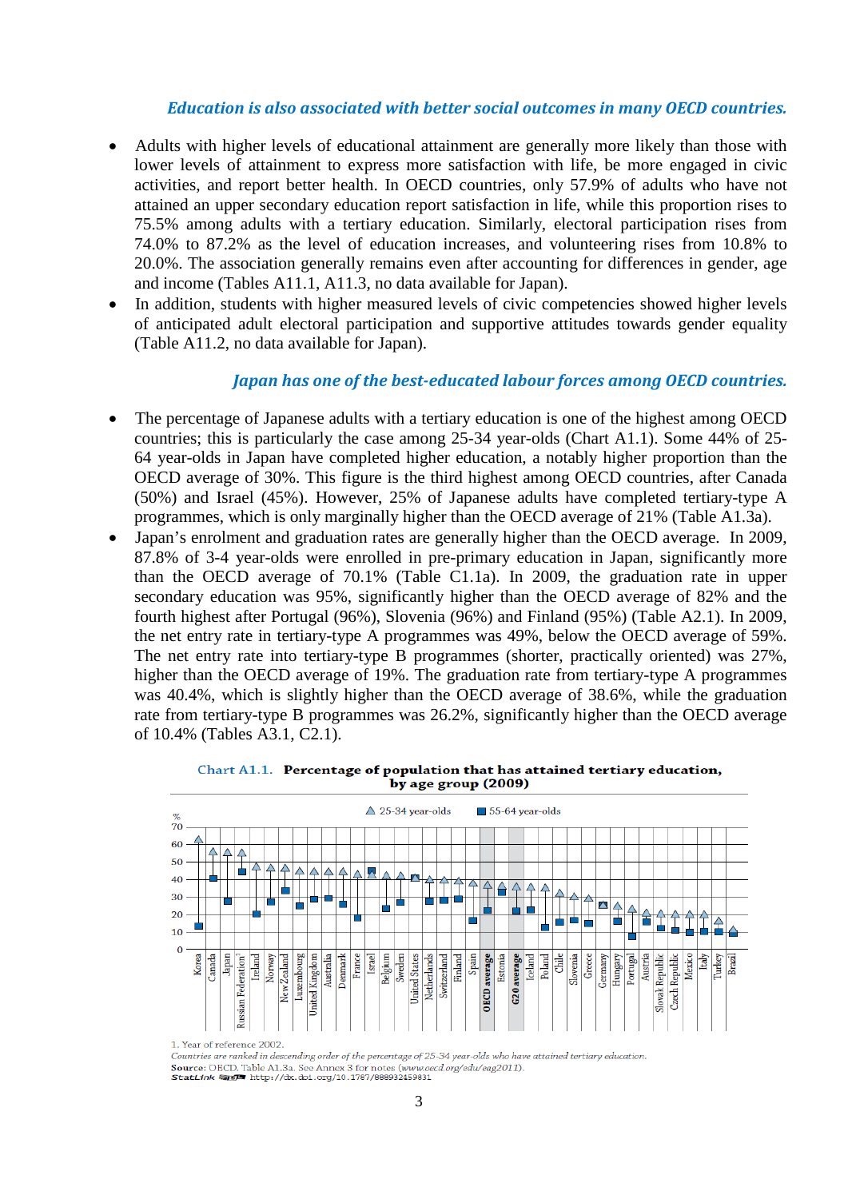***Education is also associated with better social outcomes in many OECD countries.***

- Adults with higher levels of educational attainment are generally more likely than those with lower levels of attainment to express more satisfaction with life, be more engaged in civic activities, and report better health. In OECD countries, only 57.9% of adults who have not attained an upper secondary education report satisfaction in life, while this proportion rises to 75.5% among adults with a tertiary education. Similarly, electoral participation rises from 74.0% to 87.2% as the level of education increases, and volunteering rises from 10.8% to 20.0%. The association generally remains even after accounting for differences in gender, age and income (Tables A11.1, A11.3, no data available for Japan).
- In addition, students with higher measured levels of civic competencies showed higher levels of anticipated adult electoral participation and supportive attitudes towards gender equality (Table A11.2, no data available for Japan).

***Japan has one of the best-educated labour forces among OECD countries.***

- The percentage of Japanese adults with a tertiary education is one of the highest among OECD countries; this is particularly the case among 25-34 year-olds (Chart A1.1). Some 44% of 25-64 year-olds in Japan have completed higher education, a notably higher proportion than the OECD average of 30%. This figure is the third highest among OECD countries, after Canada (50%) and Israel (45%). However, 25% of Japanese adults have completed tertiary-type A programmes, which is only marginally higher than the OECD average of 21% (Table A1.3a).
- Japan's enrolment and graduation rates are generally higher than the OECD average. In 2009, 87.8% of 3-4 year-olds were enrolled in pre-primary education in Japan, significantly more than the OECD average of 70.1% (Table C1.1a). In 2009, the graduation rate in upper secondary education was 95%, significantly higher than the OECD average of 82% and the fourth highest after Portugal (96%), Slovenia (96%) and Finland (95%) (Table A2.1). In 2009, the net entry rate in tertiary-type A programmes was 49%, below the OECD average of 59%. The net entry rate into tertiary-type B programmes (shorter, practically oriented) was 27%, higher than the OECD average of 19%. The graduation rate from tertiary-type A programmes was 40.4%, which is slightly higher than the OECD average of 38.6%, while the graduation rate from tertiary-type B programmes was 26.2%, significantly higher than the OECD average of 10.4% (Tables A3.1, C2.1).

**Chart A1.1. Percentage of population that has attained tertiary education, by age group (2009)**

△ 25-34 year-olds ■ 55-64 year-olds

Korea, Canada, Japan, Russian Federation[1], Ireland, Norway, New Zealand, Luxembourg, United Kingdom, Australia, Denmark, France, Israel, Belgium, Sweden, United States, Netherlands, Switzerland, Finland, Spain, **OECD average**, Estonia, **G20 average**, Iceland, Poland, Chile, Slovenia, Greece, Germany, Hungary, Portugal, Austria, Slovak Republic, Czech Republic, Mexico, Italy, Turkey, Brazil

1. Year of reference 2002.

*Countries are ranked in descending order of the percentage of 25-34 year-olds who have attained tertiary education.*

**Source:** OECD. Table A1.3a. See Annex 3 for notes (*www.oecd.org/edu/eag2011*).

StatLink http://dx.doi.org/10.1787/888932459831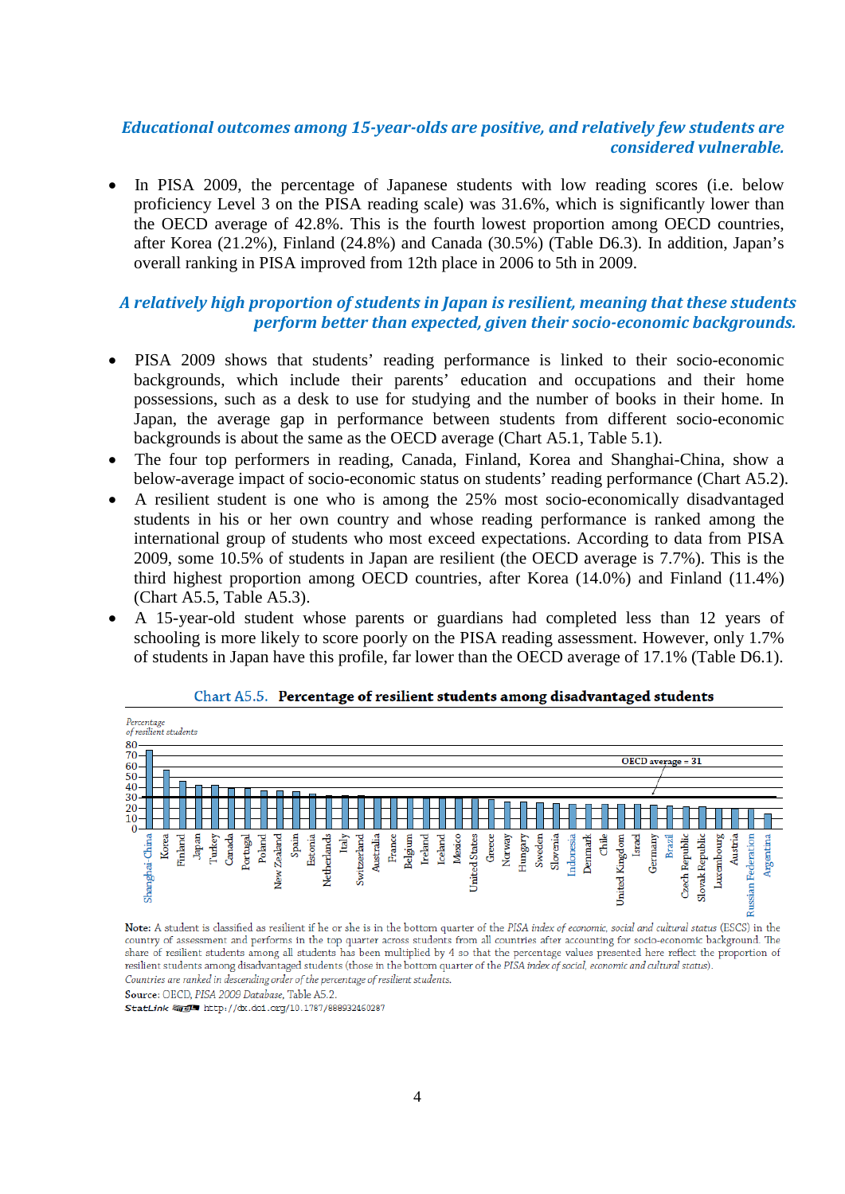### *Educational outcomes among 15-year-olds are positive, and relatively few students are considered vulnerable.*

- In PISA 2009, the percentage of Japanese students with low reading scores (i.e. below proficiency Level 3 on the PISA reading scale) was 31.6%, which is significantly lower than the OECD average of 42.8%. This is the fourth lowest proportion among OECD countries, after Korea (21.2%), Finland (24.8%) and Canada (30.5%) (Table D6.3). In addition, Japan's overall ranking in PISA improved from 12th place in 2006 to 5th in 2009.

### *A relatively high proportion of students in Japan is resilient, meaning that these students perform better than expected, given their socio-economic backgrounds.*

- PISA 2009 shows that students' reading performance is linked to their socio-economic backgrounds, which include their parents' education and occupations and their home possessions, such as a desk to use for studying and the number of books in their home. In Japan, the average gap in performance between students from different socio-economic backgrounds is about the same as the OECD average (Chart A5.1, Table 5.1).
- The four top performers in reading, Canada, Finland, Korea and Shanghai-China, show a below-average impact of socio-economic status on students' reading performance (Chart A5.2).
- A resilient student is one who is among the 25% most socio-economically disadvantaged students in his or her own country and whose reading performance is ranked among the international group of students who most exceed expectations. According to data from PISA 2009, some 10.5% of students in Japan are resilient (the OECD average is 7.7%). This is the third highest proportion among OECD countries, after Korea (14.0%) and Finland (11.4%) (Chart A5.5, Table A5.3).
- A 15-year-old student whose parents or guardians had completed less than 12 years of schooling is more likely to score poorly on the PISA reading assessment. However, only 1.7% of students in Japan have this profile, far lower than the OECD average of 17.1% (Table D6.1).

**Chart A5.5. Percentage of resilient students among disadvantaged students**

*Percentage of resilient students*

OECD average = 31

Countries (in order): Shanghai-China, Korea, Finland, Japan, Turkey, Canada, Portugal, Poland, New Zealand, Spain, Estonia, Netherlands, Italy, Switzerland, Australia, France, Belgium, Ireland, Iceland, Mexico, United States, Greece, Norway, Hungary, Sweden, Slovenia, Indonesia, Denmark, Chile, United Kingdom, Israel, Germany, Brazil, Czech Republic, Slovak Republic, Luxembourg, Austria, Russian Federation, Argentina

**Note:** A student is classified as resilient if he or she is in the bottom quarter of the *PISA index of economic, social and cultural status* (ESCS) in the country of assessment and performs in the top quarter across students from all countries after accounting for socio-economic background. The share of resilient students among all students has been multiplied by 4 so that the percentage values presented here reflect the proportion of resilient students among disadvantaged students (those in the bottom quarter of the *PISA index of social, economic and cultural status*).

*Countries are ranked in descending order of the percentage of resilient students.*

**Source:** OECD, *PISA 2009 Database*, Table A5.2.

**StatLink** http://dx.doi.org/10.1787/888932460287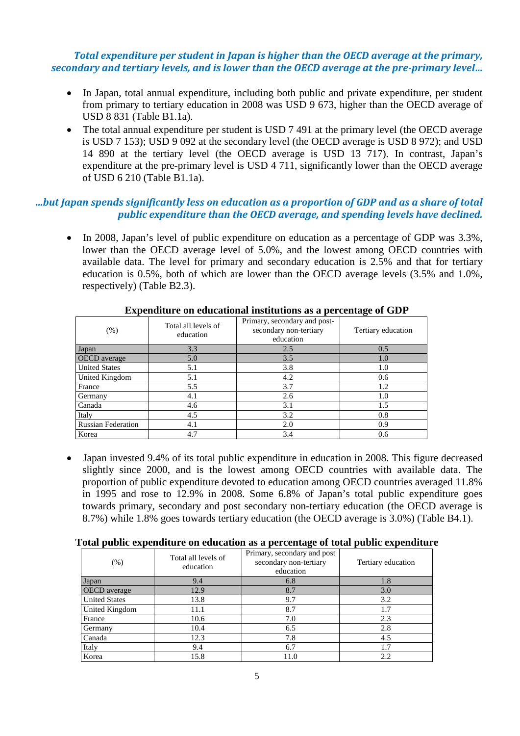### *Total expenditure per student in Japan is higher than the OECD average at the primary, secondary and tertiary levels, and is lower than the OECD average at the pre-primary level…*

- In Japan, total annual expenditure, including both public and private expenditure, per student from primary to tertiary education in 2008 was USD 9 673, higher than the OECD average of USD 8 831 (Table B1.1a).
- The total annual expenditure per student is USD 7 491 at the primary level (the OECD average is USD 7 153); USD 9 092 at the secondary level (the OECD average is USD 8 972); and USD 14 890 at the tertiary level (the OECD average is USD 13 717). In contrast, Japan's expenditure at the pre-primary level is USD 4 711, significantly lower than the OECD average of USD 6 210 (Table B1.1a).

### *…but Japan spends significantly less on education as a proportion of GDP and as a share of total public expenditure than the OECD average, and spending levels have declined.*

- In 2008, Japan's level of public expenditure on education as a percentage of GDP was 3.3%, lower than the OECD average level of 5.0%, and the lowest among OECD countries with available data. The level for primary and secondary education is 2.5% and that for tertiary education is 0.5%, both of which are lower than the OECD average levels (3.5% and 1.0%, respectively) (Table B2.3).

**Expenditure on educational institutions as a percentage of GDP**

| (%) | Total all levels of education | Primary, secondary and post-secondary non-tertiary education | Tertiary education |
|---|---|---|---|
| Japan | 3.3 | 2.5 | 0.5 |
| OECD average | 5.0 | 3.5 | 1.0 |
| United States | 5.1 | 3.8 | 1.0 |
| United Kingdom | 5.1 | 4.2 | 0.6 |
| France | 5.5 | 3.7 | 1.2 |
| Germany | 4.1 | 2.6 | 1.0 |
| Canada | 4.6 | 3.1 | 1.5 |
| Italy | 4.5 | 3.2 | 0.8 |
| Russian Federation | 4.1 | 2.0 | 0.9 |
| Korea | 4.7 | 3.4 | 0.6 |

- Japan invested 9.4% of its total public expenditure in education in 2008. This figure decreased slightly since 2000, and is the lowest among OECD countries with available data. The proportion of public expenditure devoted to education among OECD countries averaged 11.8% in 1995 and rose to 12.9% in 2008. Some 6.8% of Japan's total public expenditure goes towards primary, secondary and post secondary non-tertiary education (the OECD average is 8.7%) while 1.8% goes towards tertiary education (the OECD average is 3.0%) (Table B4.1).

**Total public expenditure on education as a percentage of total public expenditure**

| (%) | Total all levels of education | Primary, secondary and post secondary non-tertiary education | Tertiary education |
|---|---|---|---|
| Japan | 9.4 | 6.8 | 1.8 |
| OECD average | 12.9 | 8.7 | 3.0 |
| United States | 13.8 | 9.7 | 3.2 |
| United Kingdom | 11.1 | 8.7 | 1.7 |
| France | 10.6 | 7.0 | 2.3 |
| Germany | 10.4 | 6.5 | 2.8 |
| Canada | 12.3 | 7.8 | 4.5 |
| Italy | 9.4 | 6.7 | 1.7 |
| Korea | 15.8 | 11.0 | 2.2 |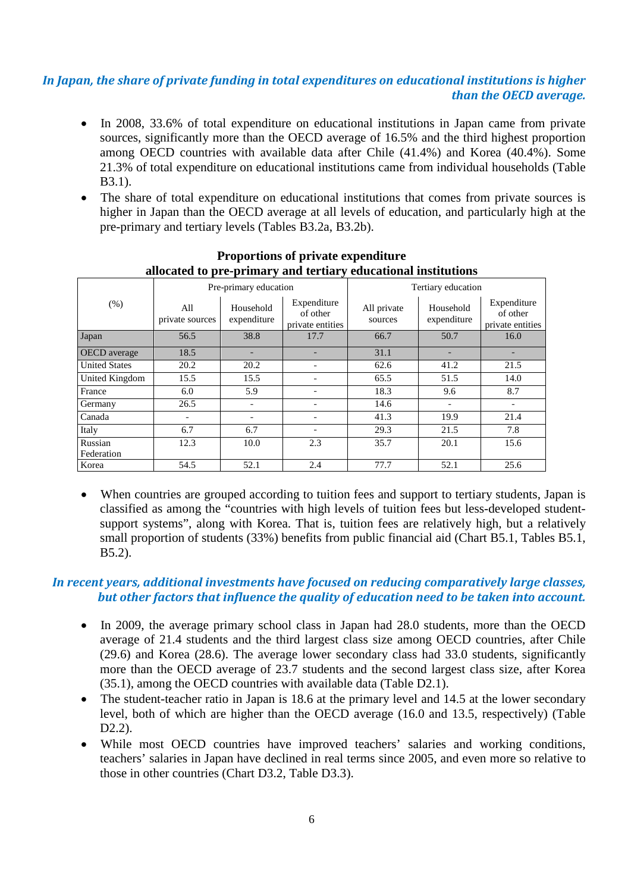### *In Japan, the share of private funding in total expenditures on educational institutions is higher than the OECD average.*

- In 2008, 33.6% of total expenditure on educational institutions in Japan came from private sources, significantly more than the OECD average of 16.5% and the third highest proportion among OECD countries with available data after Chile (41.4%) and Korea (40.4%). Some 21.3% of total expenditure on educational institutions came from individual households (Table B3.1).
- The share of total expenditure on educational institutions that comes from private sources is higher in Japan than the OECD average at all levels of education, and particularly high at the pre-primary and tertiary levels (Tables B3.2a, B3.2b).

**Proportions of private expenditure allocated to pre-primary and tertiary educational institutions**

| (%) | Pre-primary education | | | Tertiary education | | |
|---|---|---|---|---|---|---|
| | All private sources | Household expenditure | Expenditure of other private entities | All private sources | Household expenditure | Expenditure of other private entities |
| Japan | 56.5 | 38.8 | 17.7 | 66.7 | 50.7 | 16.0 |
| OECD average | 18.5 | - | - | 31.1 | - | - |
| United States | 20.2 | 20.2 | - | 62.6 | 41.2 | 21.5 |
| United Kingdom | 15.5 | 15.5 | - | 65.5 | 51.5 | 14.0 |
| France | 6.0 | 5.9 | - | 18.3 | 9.6 | 8.7 |
| Germany | 26.5 | - | - | 14.6 | - | - |
| Canada | - | - | - | 41.3 | 19.9 | 21.4 |
| Italy | 6.7 | 6.7 | - | 29.3 | 21.5 | 7.8 |
| Russian Federation | 12.3 | 10.0 | 2.3 | 35.7 | 20.1 | 15.6 |
| Korea | 54.5 | 52.1 | 2.4 | 77.7 | 52.1 | 25.6 |

- When countries are grouped according to tuition fees and support to tertiary students, Japan is classified as among the "countries with high levels of tuition fees but less-developed student-support systems", along with Korea. That is, tuition fees are relatively high, but a relatively small proportion of students (33%) benefits from public financial aid (Chart B5.1, Tables B5.1, B5.2).

### *In recent years, additional investments have focused on reducing comparatively large classes, but other factors that influence the quality of education need to be taken into account.*

- In 2009, the average primary school class in Japan had 28.0 students, more than the OECD average of 21.4 students and the third largest class size among OECD countries, after Chile (29.6) and Korea (28.6). The average lower secondary class had 33.0 students, significantly more than the OECD average of 23.7 students and the second largest class size, after Korea (35.1), among the OECD countries with available data (Table D2.1).
- The student-teacher ratio in Japan is 18.6 at the primary level and 14.5 at the lower secondary level, both of which are higher than the OECD average (16.0 and 13.5, respectively) (Table D2.2).
- While most OECD countries have improved teachers' salaries and working conditions, teachers' salaries in Japan have declined in real terms since 2005, and even more so relative to those in other countries (Chart D3.2, Table D3.3).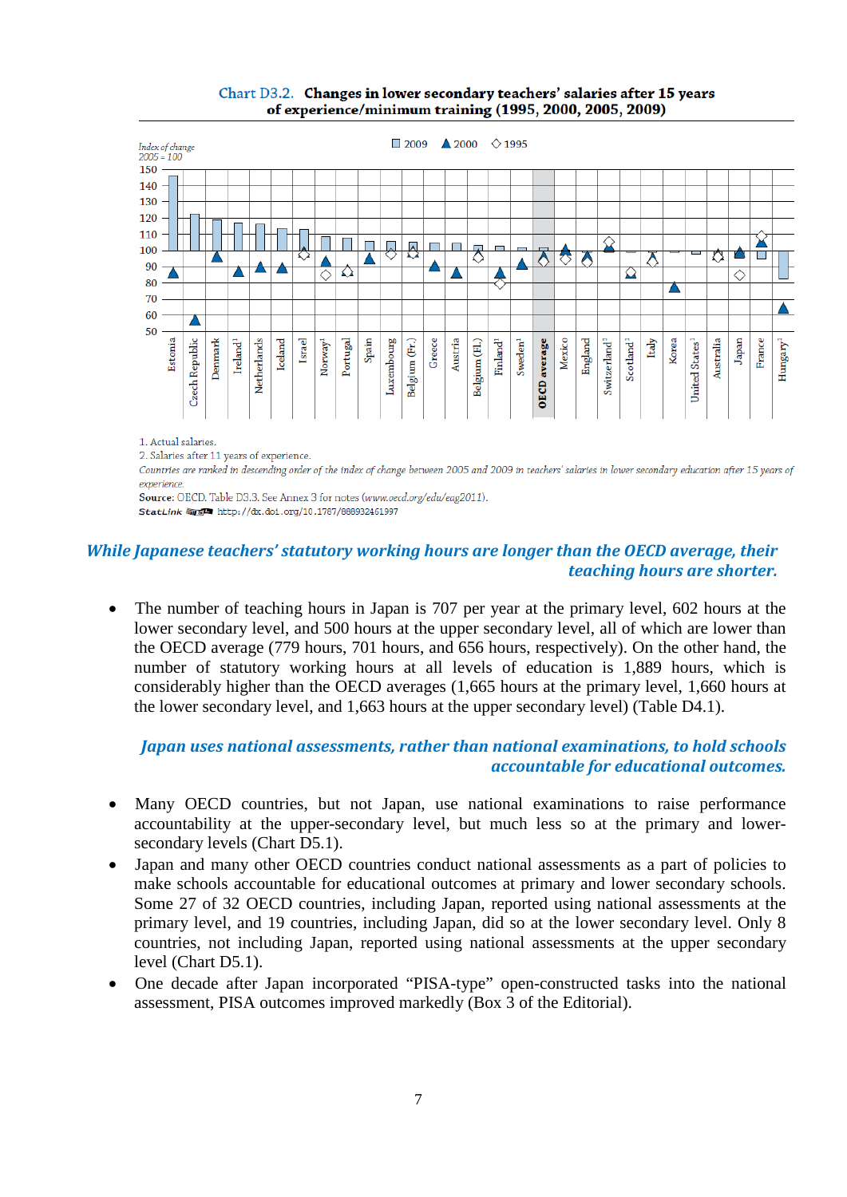**Chart D3.2. Changes in lower secondary teachers' salaries after 15 years of experience/minimum training (1995, 2000, 2005, 2009)**

Index of change 2005 = 100

□ 2009 ▲ 2000 ◇ 1995

Estonia, Czech Republic, Denmark, Ireland[1], Netherlands, Iceland, Israel, Norway[1], Portugal, Spain, Luxembourg, Belgium (Fr.), Greece, Austria, Belgium (Fl.), Finland[1], Sweden[1], **OECD average**, Mexico, England, Switzerland[2], Scotland[1], Italy, Korea, United States[1], Australia, Japan, France, Hungary[1]

1. Actual salaries.
2. Salaries after 11 years of experience.
*Countries are ranked in descending order of the index of change between 2005 and 2009 in teachers' salaries in lower secondary education after 15 years of experience.*
**Source**: OECD. Table D3.3. See Annex 3 for notes (*www.oecd.org/edu/eag2011*).
StatLink http://dx.doi.org/10.1787/888932461997

### *While Japanese teachers' statutory working hours are longer than the OECD average, their teaching hours are shorter.*

- The number of teaching hours in Japan is 707 per year at the primary level, 602 hours at the lower secondary level, and 500 hours at the upper secondary level, all of which are lower than the OECD average (779 hours, 701 hours, and 656 hours, respectively). On the other hand, the number of statutory working hours at all levels of education is 1,889 hours, which is considerably higher than the OECD averages (1,665 hours at the primary level, 1,660 hours at the lower secondary level, and 1,663 hours at the upper secondary level) (Table D4.1).

### *Japan uses national assessments, rather than national examinations, to hold schools accountable for educational outcomes.*

- Many OECD countries, but not Japan, use national examinations to raise performance accountability at the upper-secondary level, but much less so at the primary and lower-secondary levels (Chart D5.1).
- Japan and many other OECD countries conduct national assessments as a part of policies to make schools accountable for educational outcomes at primary and lower secondary schools. Some 27 of 32 OECD countries, including Japan, reported using national assessments at the primary level, and 19 countries, including Japan, did so at the lower secondary level. Only 8 countries, not including Japan, reported using national assessments at the upper secondary level (Chart D5.1).
- One decade after Japan incorporated "PISA-type" open-constructed tasks into the national assessment, PISA outcomes improved markedly (Box 3 of the Editorial).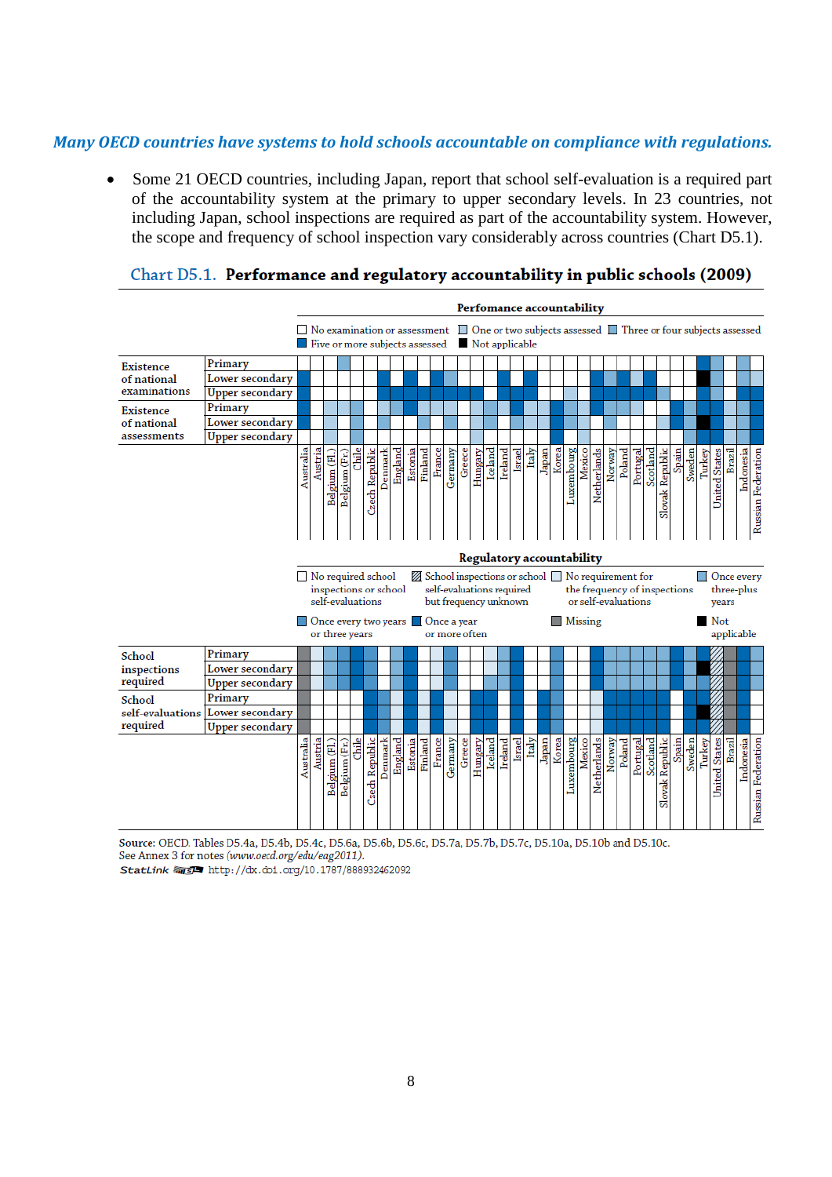*Many OECD countries have systems to hold schools accountable on compliance with regulations.*

- Some 21 OECD countries, including Japan, report that school self-evaluation is a required part of the accountability system at the primary to upper secondary levels. In 23 countries, not including Japan, school inspections are required as part of the accountability system. However, the scope and frequency of school inspection vary considerably across countries (Chart D5.1).

## Chart D5.1. **Performance and regulatory accountability in public schools (2009)**

**Perfomance accountability**

No examination or assessment | One or two subjects assessed | Three or four subjects assessed | Five or more subjects assessed | Not applicable

Existence of national examinations: Primary, Lower secondary, Upper secondary

Existence of national assessments: Primary, Lower secondary, Upper secondary

Australia, Austria, Belgium (Fl.), Belgium (Fr.), Chile, Czech Republic, Denmark, England, Estonia, Finland, France, Germany, Greece, Hungary, Iceland, Ireland, Israel, Italy, Japan, Korea, Luxembourg, Mexico, Netherlands, Norway, Poland, Portugal, Scotland, Slovak Republic, Spain, Sweden, Turkey, United States, Brazil, Indonesia, Russian Federation

**Regulatory accountability**

No required school inspections or school self-evaluations | School inspections or school self-evaluations required but frequency unknown | No requirement for the frequency of inspections or self-evaluations | Once every three-plus years | Once every two years or three years | Once a year or more often | Missing | Not applicable

School inspections required: Primary, Lower secondary, Upper secondary

School self-evaluations required: Primary, Lower secondary, Upper secondary

Australia, Austria, Belgium (Fl.), Belgium (Fr.), Chile, Czech Republic, Denmark, England, Estonia, Finland, France, Germany, Greece, Hungary, Iceland, Ireland, Israel, Italy, Japan, Korea, Luxembourg, Mexico, Netherlands, Norway, Poland, Portugal, Scotland, Slovak Republic, Spain, Sweden, Turkey, United States, Brazil, Indonesia, Russian Federation

**Source:** OECD. Tables D5.4a, D5.4b, D5.4c, D5.6a, D5.6b, D5.6c, D5.7a, D5.7b, D5.10a, D5.10b and D5.10c.
See Annex 3 for notes (*www.oecd.org/edu/eag2011*).
StatLink http://dx.doi.org/10.1787/888932462092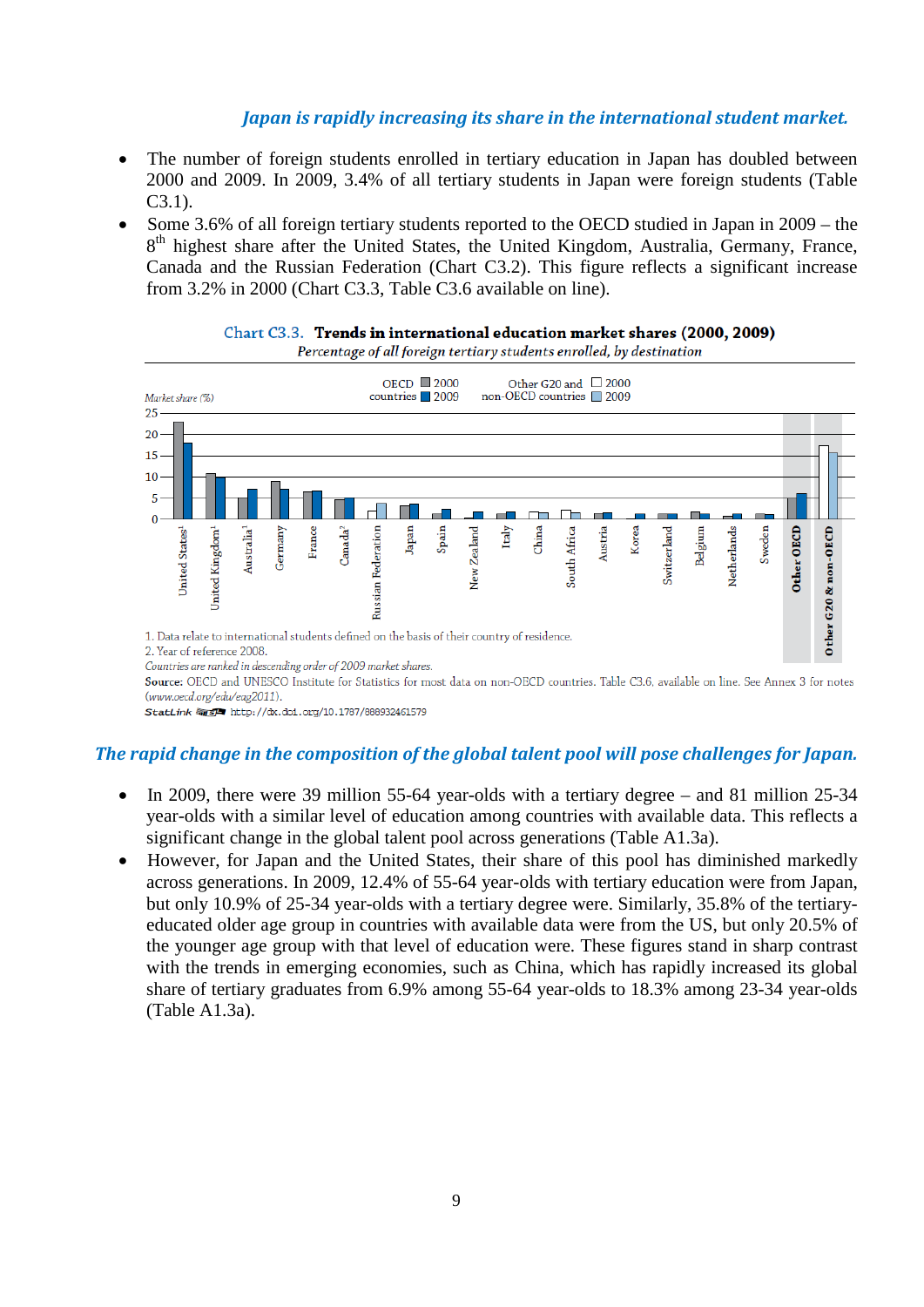### *Japan is rapidly increasing its share in the international student market.*

- The number of foreign students enrolled in tertiary education in Japan has doubled between 2000 and 2009. In 2009, 3.4% of all tertiary students in Japan were foreign students (Table C3.1).
- Some 3.6% of all foreign tertiary students reported to the OECD studied in Japan in 2009 – the 8th highest share after the United States, the United Kingdom, Australia, Germany, France, Canada and the Russian Federation (Chart C3.2). This figure reflects a significant increase from 3.2% in 2000 (Chart C3.3, Table C3.6 available on line).

**Chart C3.3. Trends in international education market shares (2000, 2009)**

*Percentage of all foreign tertiary students enrolled, by destination*

OECD countries: 2000, 2009
Other G20 and non-OECD countries: 2000, 2009

Market share (%)

25
20
15
10
5
0

United States[1]
United Kingdom[1]
Australia[1]
Germany
France
Canada[2]
Russian Federation
Japan
Spain
New Zealand
Italy
China
South Africa
Austria
Korea
Switzerland
Belgium
Netherlands
Sweden
Other OECD
Other G20 & non-OECD

1. Data relate to international students defined on the basis of their country of residence.
2. Year of reference 2008.
*Countries are ranked in descending order of 2009 market shares.*
**Source:** OECD and UNESCO Institute for Statistics for most data on non-OECD countries. Table C3.6, available on line. See Annex 3 for notes (*www.oecd.org/edu/eag2011*).
StatLink http://dx.doi.org/10.1787/888932461579

### *The rapid change in the composition of the global talent pool will pose challenges for Japan.*

- In 2009, there were 39 million 55-64 year-olds with a tertiary degree – and 81 million 25-34 year-olds with a similar level of education among countries with available data. This reflects a significant change in the global talent pool across generations (Table A1.3a).
- However, for Japan and the United States, their share of this pool has diminished markedly across generations. In 2009, 12.4% of 55-64 year-olds with tertiary education were from Japan, but only 10.9% of 25-34 year-olds with a tertiary degree were. Similarly, 35.8% of the tertiary-educated older age group in countries with available data were from the US, but only 20.5% of the younger age group with that level of education were. These figures stand in sharp contrast with the trends in emerging economies, such as China, which has rapidly increased its global share of tertiary graduates from 6.9% among 55-64 year-olds to 18.3% among 23-34 year-olds (Table A1.3a).